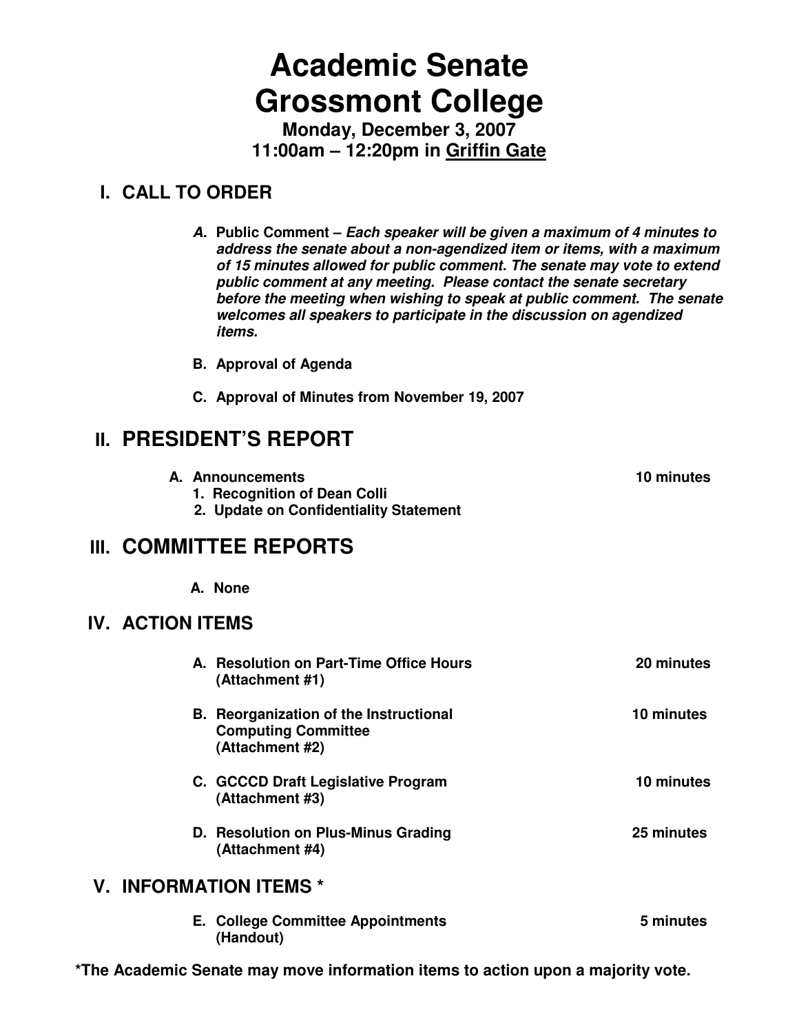# Academic Senate
# Grossmont College

**Monday, December 3, 2007**
**11:00am – 12:20pm in <u>Griffin Gate</u>**

## I. CALL TO ORDER

- **A. Public Comment –** ***Each speaker will be given a maximum of 4 minutes to address the senate about a non-agendized item or items, with a maximum of 15 minutes allowed for public comment. The senate may vote to extend public comment at any meeting. Please contact the senate secretary before the meeting when wishing to speak at public comment. The senate welcomes all speakers to participate in the discussion on agendized items.***
- **B. Approval of Agenda**
- **C. Approval of Minutes from November 19, 2007**

## II. PRESIDENT'S REPORT

- **A. Announcements** — **10 minutes**
  1. **Recognition of Dean Colli**
  2. **Update on Confidentiality Statement**

## III. COMMITTEE REPORTS

- **A. None**

## IV. ACTION ITEMS

- **A. Resolution on Part-Time Office Hours (Attachment #1)** — **20 minutes**
- **B. Reorganization of the Instructional Computing Committee (Attachment #2)** — **10 minutes**
- **C. GCCCD Draft Legislative Program (Attachment #3)** — **10 minutes**
- **D. Resolution on Plus-Minus Grading (Attachment #4)** — **25 minutes**

## V. INFORMATION ITEMS *

- **E. College Committee Appointments (Handout)** — **5 minutes**

**\*The Academic Senate may move information items to action upon a majority vote.**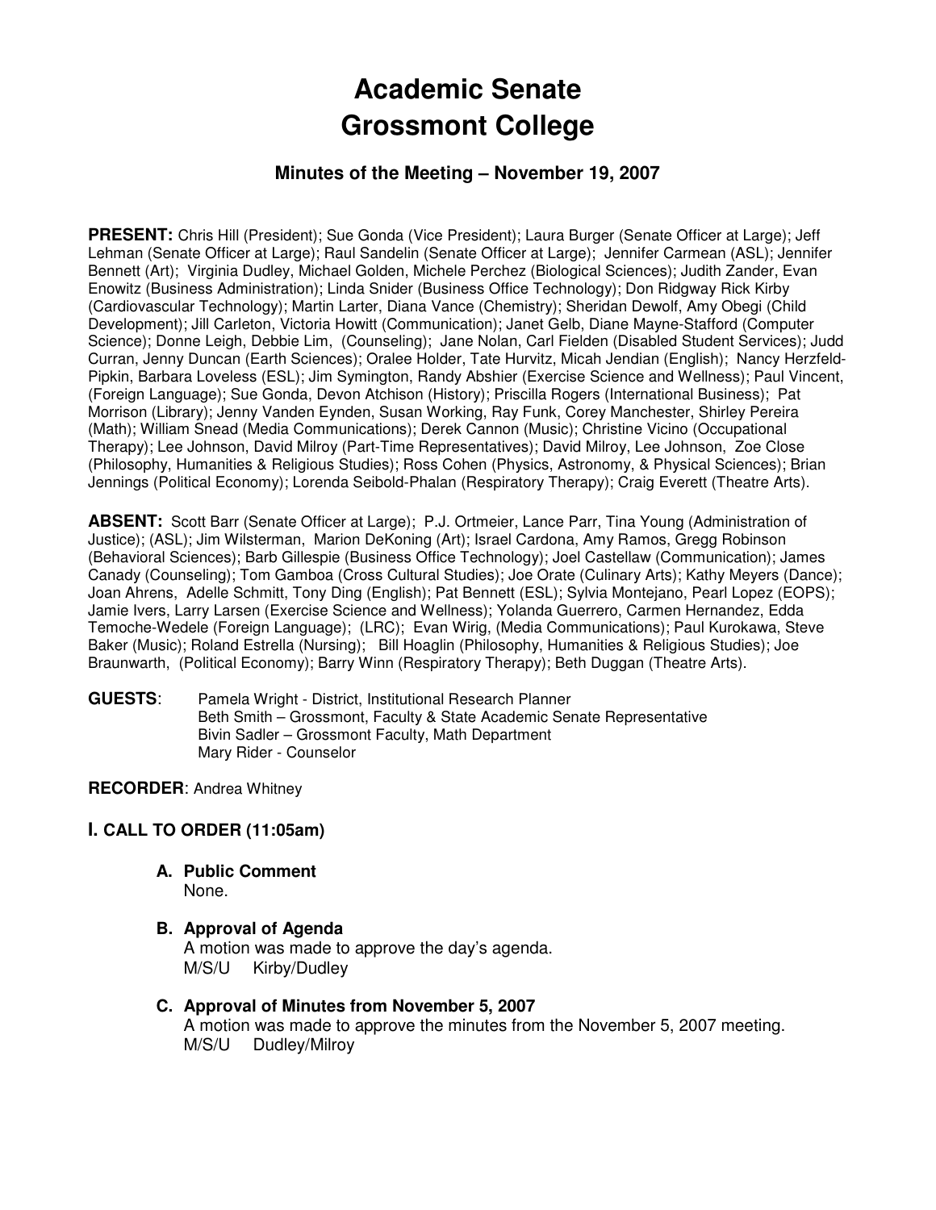# Academic Senate
# Grossmont College

### Minutes of the Meeting – November 19, 2007

**PRESENT:** Chris Hill (President); Sue Gonda (Vice President); Laura Burger (Senate Officer at Large); Jeff Lehman (Senate Officer at Large); Raul Sandelin (Senate Officer at Large); Jennifer Carmean (ASL); Jennifer Bennett (Art); Virginia Dudley, Michael Golden, Michele Perchez (Biological Sciences); Judith Zander, Evan Enowitz (Business Administration); Linda Snider (Business Office Technology); Don Ridgway Rick Kirby (Cardiovascular Technology); Martin Larter, Diana Vance (Chemistry); Sheridan Dewolf, Amy Obegi (Child Development); Jill Carleton, Victoria Howitt (Communication); Janet Gelb, Diane Mayne-Stafford (Computer Science); Donne Leigh, Debbie Lim, (Counseling); Jane Nolan, Carl Fielden (Disabled Student Services); Judd Curran, Jenny Duncan (Earth Sciences); Oralee Holder, Tate Hurvitz, Micah Jendian (English); Nancy Herzfeld-Pipkin, Barbara Loveless (ESL); Jim Symington, Randy Abshier (Exercise Science and Wellness); Paul Vincent, (Foreign Language); Sue Gonda, Devon Atchison (History); Priscilla Rogers (International Business); Pat Morrison (Library); Jenny Vanden Eynden, Susan Working, Ray Funk, Corey Manchester, Shirley Pereira (Math); William Snead (Media Communications); Derek Cannon (Music); Christine Vicino (Occupational Therapy); Lee Johnson, David Milroy (Part-Time Representatives); David Milroy, Lee Johnson, Zoe Close (Philosophy, Humanities & Religious Studies); Ross Cohen (Physics, Astronomy, & Physical Sciences); Brian Jennings (Political Economy); Lorenda Seibold-Phalan (Respiratory Therapy); Craig Everett (Theatre Arts).

**ABSENT:** Scott Barr (Senate Officer at Large); P.J. Ortmeier, Lance Parr, Tina Young (Administration of Justice); (ASL); Jim Wilsterman, Marion DeKoning (Art); Israel Cardona, Amy Ramos, Gregg Robinson (Behavioral Sciences); Barb Gillespie (Business Office Technology); Joel Castellaw (Communication); James Canady (Counseling); Tom Gamboa (Cross Cultural Studies); Joe Orate (Culinary Arts); Kathy Meyers (Dance); Joan Ahrens, Adelle Schmitt, Tony Ding (English); Pat Bennett (ESL); Sylvia Montejano, Pearl Lopez (EOPS); Jamie Ivers, Larry Larsen (Exercise Science and Wellness); Yolanda Guerrero, Carmen Hernandez, Edda Temoche-Wedele (Foreign Language); (LRC); Evan Wirig, (Media Communications); Paul Kurokawa, Steve Baker (Music); Roland Estrella (Nursing); Bill Hoaglin (Philosophy, Humanities & Religious Studies); Joe Braunwarth, (Political Economy); Barry Winn (Respiratory Therapy); Beth Duggan (Theatre Arts).

**GUESTS**:
Pamela Wright - District, Institutional Research Planner
Beth Smith – Grossmont, Faculty & State Academic Senate Representative
Bivin Sadler – Grossmont Faculty, Math Department
Mary Rider - Counselor

**RECORDER**: Andrea Whitney

## I. CALL TO ORDER (11:05am)

**A. Public Comment**
None.

**B. Approval of Agenda**
A motion was made to approve the day's agenda.
M/S/U Kirby/Dudley

**C. Approval of Minutes from November 5, 2007**
A motion was made to approve the minutes from the November 5, 2007 meeting.
M/S/U Dudley/Milroy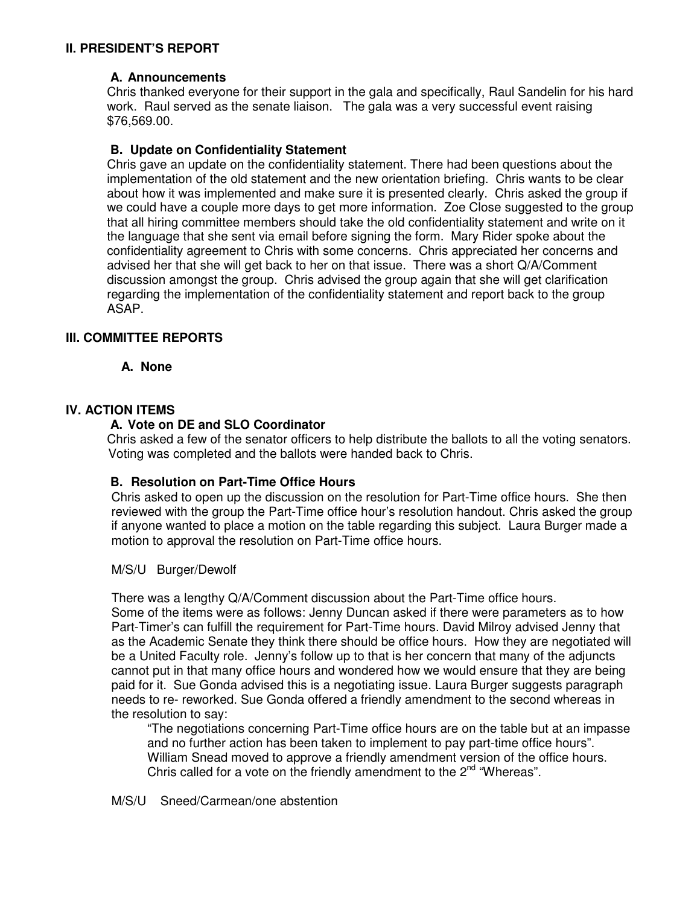## II. PRESIDENT'S REPORT

### A. Announcements

Chris thanked everyone for their support in the gala and specifically, Raul Sandelin for his hard work. Raul served as the senate liaison. The gala was a very successful event raising \$76,569.00.

### B. Update on Confidentiality Statement

Chris gave an update on the confidentiality statement. There had been questions about the implementation of the old statement and the new orientation briefing. Chris wants to be clear about how it was implemented and make sure it is presented clearly. Chris asked the group if we could have a couple more days to get more information. Zoe Close suggested to the group that all hiring committee members should take the old confidentiality statement and write on it the language that she sent via email before signing the form. Mary Rider spoke about the confidentiality agreement to Chris with some concerns. Chris appreciated her concerns and advised her that she will get back to her on that issue. There was a short Q/A/Comment discussion amongst the group. Chris advised the group again that she will get clarification regarding the implementation of the confidentiality statement and report back to the group ASAP.

## III. COMMITTEE REPORTS

### A. None

## IV. ACTION ITEMS

### A. Vote on DE and SLO Coordinator

Chris asked a few of the senator officers to help distribute the ballots to all the voting senators. Voting was completed and the ballots were handed back to Chris.

### B. Resolution on Part-Time Office Hours

Chris asked to open up the discussion on the resolution for Part-Time office hours. She then reviewed with the group the Part-Time office hour's resolution handout. Chris asked the group if anyone wanted to place a motion on the table regarding this subject. Laura Burger made a motion to approval the resolution on Part-Time office hours.

M/S/U Burger/Dewolf

There was a lengthy Q/A/Comment discussion about the Part-Time office hours. Some of the items were as follows: Jenny Duncan asked if there were parameters as to how Part-Timer's can fulfill the requirement for Part-Time hours. David Milroy advised Jenny that as the Academic Senate they think there should be office hours. How they are negotiated will be a United Faculty role. Jenny's follow up to that is her concern that many of the adjuncts cannot put in that many office hours and wondered how we would ensure that they are being paid for it. Sue Gonda advised this is a negotiating issue. Laura Burger suggests paragraph needs to re- reworked. Sue Gonda offered a friendly amendment to the second whereas in the resolution to say:

> "The negotiations concerning Part-Time office hours are on the table but at an impasse and no further action has been taken to implement to pay part-time office hours". William Snead moved to approve a friendly amendment version of the office hours. Chris called for a vote on the friendly amendment to the 2nd "Whereas".

M/S/U Sneed/Carmean/one abstention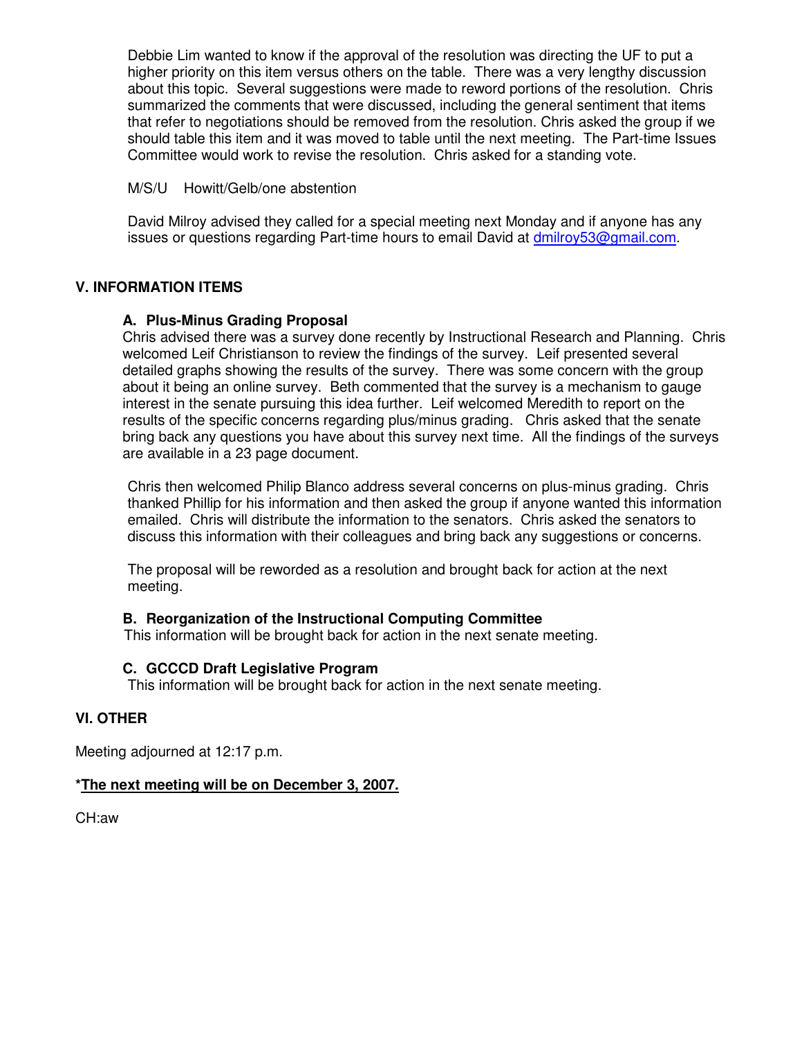Debbie Lim wanted to know if the approval of the resolution was directing the UF to put a higher priority on this item versus others on the table. There was a very lengthy discussion about this topic. Several suggestions were made to reword portions of the resolution. Chris summarized the comments that were discussed, including the general sentiment that items that refer to negotiations should be removed from the resolution. Chris asked the group if we should table this item and it was moved to table until the next meeting. The Part-time Issues Committee would work to revise the resolution. Chris asked for a standing vote.

M/S/U Howitt/Gelb/one abstention

David Milroy advised they called for a special meeting next Monday and if anyone has any issues or questions regarding Part-time hours to email David at dmilroy53@gmail.com.

## V. INFORMATION ITEMS

### A. Plus-Minus Grading Proposal

Chris advised there was a survey done recently by Instructional Research and Planning. Chris welcomed Leif Christianson to review the findings of the survey. Leif presented several detailed graphs showing the results of the survey. There was some concern with the group about it being an online survey. Beth commented that the survey is a mechanism to gauge interest in the senate pursuing this idea further. Leif welcomed Meredith to report on the results of the specific concerns regarding plus/minus grading. Chris asked that the senate bring back any questions you have about this survey next time. All the findings of the surveys are available in a 23 page document.

Chris then welcomed Philip Blanco address several concerns on plus-minus grading. Chris thanked Phillip for his information and then asked the group if anyone wanted this information emailed. Chris will distribute the information to the senators. Chris asked the senators to discuss this information with their colleagues and bring back any suggestions or concerns.

The proposal will be reworded as a resolution and brought back for action at the next meeting.

### B. Reorganization of the Instructional Computing Committee

This information will be brought back for action in the next senate meeting.

### C. GCCCD Draft Legislative Program

This information will be brought back for action in the next senate meeting.

## VI. OTHER

Meeting adjourned at 12:17 p.m.

**\*<u>The next meeting will be on December 3, 2007.</u>**

CH:aw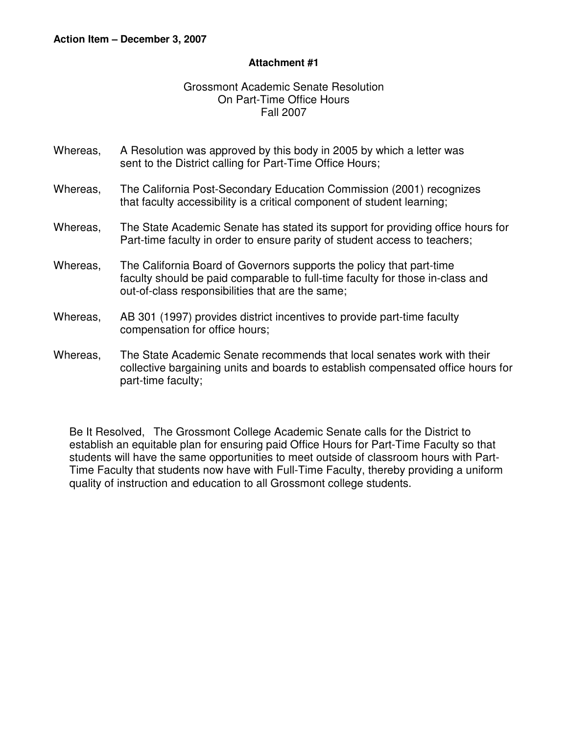**Action Item – December 3, 2007**

**Attachment #1**

Grossmont Academic Senate Resolution
On Part-Time Office Hours
Fall 2007

Whereas, A Resolution was approved by this body in 2005 by which a letter was sent to the District calling for Part-Time Office Hours;

Whereas, The California Post-Secondary Education Commission (2001) recognizes that faculty accessibility is a critical component of student learning;

Whereas, The State Academic Senate has stated its support for providing office hours for Part-time faculty in order to ensure parity of student access to teachers;

Whereas, The California Board of Governors supports the policy that part-time faculty should be paid comparable to full-time faculty for those in-class and out-of-class responsibilities that are the same;

Whereas, AB 301 (1997) provides district incentives to provide part-time faculty compensation for office hours;

Whereas, The State Academic Senate recommends that local senates work with their collective bargaining units and boards to establish compensated office hours for part-time faculty;

Be It Resolved, The Grossmont College Academic Senate calls for the District to establish an equitable plan for ensuring paid Office Hours for Part-Time Faculty so that students will have the same opportunities to meet outside of classroom hours with Part-Time Faculty that students now have with Full-Time Faculty, thereby providing a uniform quality of instruction and education to all Grossmont college students.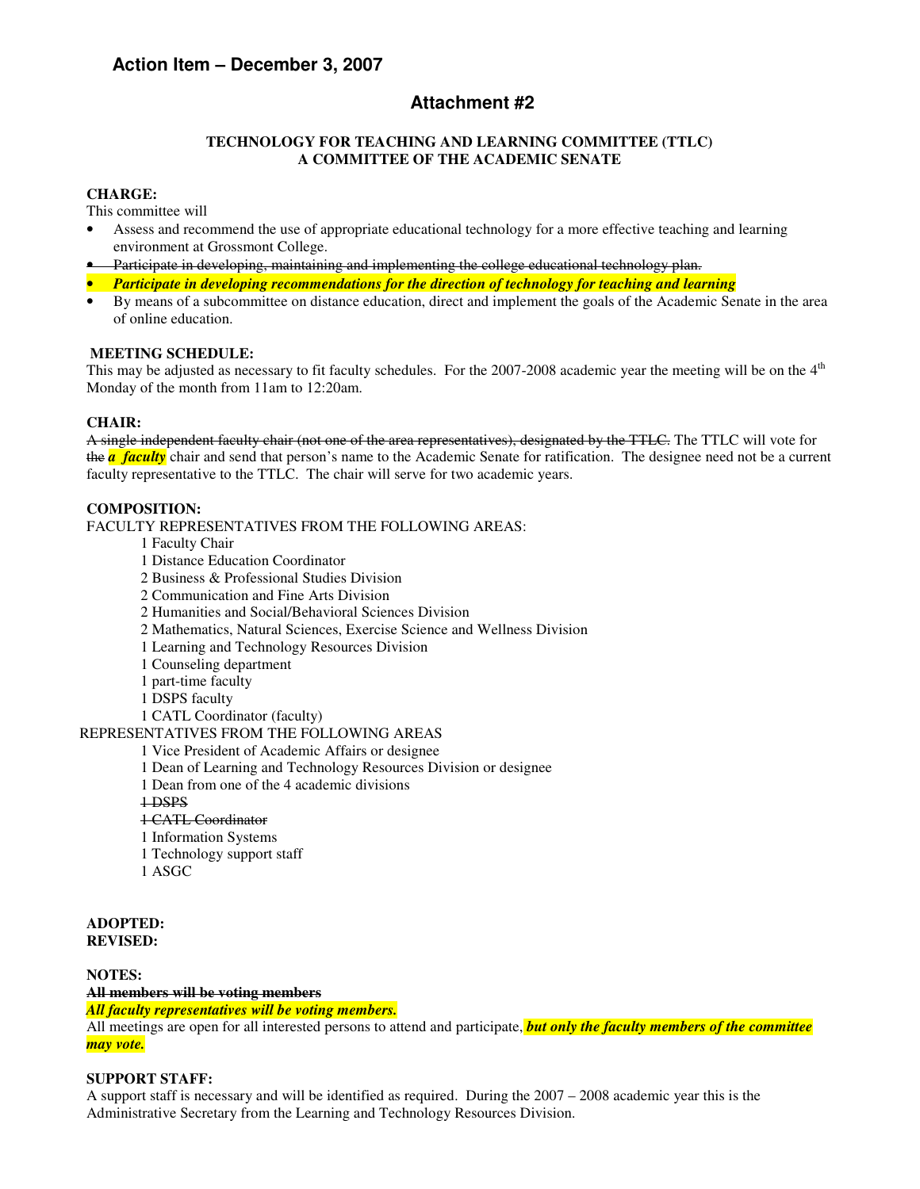## Action Item – December 3, 2007

## Attachment #2

**TECHNOLOGY FOR TEACHING AND LEARNING COMMITTEE (TTLC)**
**A COMMITTEE OF THE ACADEMIC SENATE**

**CHARGE:**
This committee will

- Assess and recommend the use of appropriate educational technology for a more effective teaching and learning environment at Grossmont College.
- ~~Participate in developing, maintaining and implementing the college educational technology plan.~~
- ***Participate in developing recommendations for the direction of technology for teaching and learning***
- By means of a subcommittee on distance education, direct and implement the goals of the Academic Senate in the area of online education.

**MEETING SCHEDULE:**
This may be adjusted as necessary to fit faculty schedules. For the 2007-2008 academic year the meeting will be on the 4th Monday of the month from 11am to 12:20am.

**CHAIR:**
~~A single independent faculty chair (not one of the area representatives), designated by the TTLC.~~ The TTLC will vote for ~~the~~ ***a faculty*** chair and send that person's name to the Academic Senate for ratification. The designee need not be a current faculty representative to the TTLC. The chair will serve for two academic years.

**COMPOSITION:**
FACULTY REPRESENTATIVES FROM THE FOLLOWING AREAS:

- 1 Faculty Chair
- 1 Distance Education Coordinator
- 2 Business & Professional Studies Division
- 2 Communication and Fine Arts Division
- 2 Humanities and Social/Behavioral Sciences Division
- 2 Mathematics, Natural Sciences, Exercise Science and Wellness Division
- 1 Learning and Technology Resources Division
- 1 Counseling department
- 1 part-time faculty
- 1 DSPS faculty
- 1 CATL Coordinator (faculty)

REPRESENTATIVES FROM THE FOLLOWING AREAS

- 1 Vice President of Academic Affairs or designee
- 1 Dean of Learning and Technology Resources Division or designee
- 1 Dean from one of the 4 academic divisions
- ~~1 DSPS~~
- ~~1 CATL Coordinator~~
- 1 Information Systems
- 1 Technology support staff
- 1 ASGC

**ADOPTED:**
**REVISED:**

**NOTES:**
~~**All members will be voting members**~~
***All faculty representatives will be voting members.***
All meetings are open for all interested persons to attend and participate, ***but only the faculty members of the committee may vote.***

**SUPPORT STAFF:**
A support staff is necessary and will be identified as required. During the 2007 – 2008 academic year this is the Administrative Secretary from the Learning and Technology Resources Division.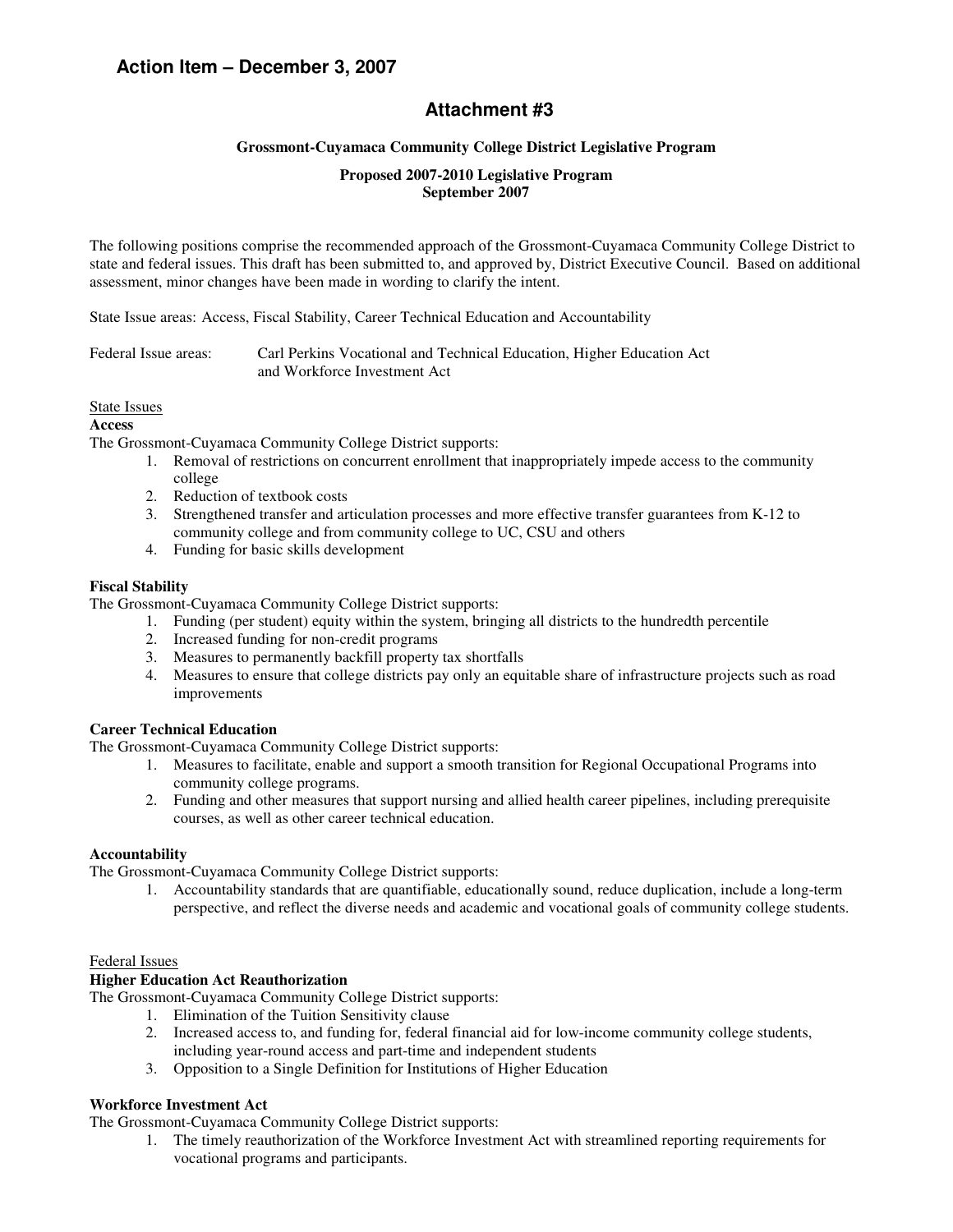## Action Item – December 3, 2007

# Attachment #3

**Grossmont-Cuyamaca Community College District Legislative Program**

**Proposed 2007-2010 Legislative Program**
**September 2007**

The following positions comprise the recommended approach of the Grossmont-Cuyamaca Community College District to state and federal issues. This draft has been submitted to, and approved by, District Executive Council. Based on additional assessment, minor changes have been made in wording to clarify the intent.

State Issue areas: Access, Fiscal Stability, Career Technical Education and Accountability

Federal Issue areas: Carl Perkins Vocational and Technical Education, Higher Education Act and Workforce Investment Act

State Issues

**Access**

The Grossmont-Cuyamaca Community College District supports:

1. Removal of restrictions on concurrent enrollment that inappropriately impede access to the community college
2. Reduction of textbook costs
3. Strengthened transfer and articulation processes and more effective transfer guarantees from K-12 to community college and from community college to UC, CSU and others
4. Funding for basic skills development

**Fiscal Stability**

The Grossmont-Cuyamaca Community College District supports:

1. Funding (per student) equity within the system, bringing all districts to the hundredth percentile
2. Increased funding for non-credit programs
3. Measures to permanently backfill property tax shortfalls
4. Measures to ensure that college districts pay only an equitable share of infrastructure projects such as road improvements

**Career Technical Education**

The Grossmont-Cuyamaca Community College District supports:

1. Measures to facilitate, enable and support a smooth transition for Regional Occupational Programs into community college programs.
2. Funding and other measures that support nursing and allied health career pipelines, including prerequisite courses, as well as other career technical education.

**Accountability**

The Grossmont-Cuyamaca Community College District supports:

1. Accountability standards that are quantifiable, educationally sound, reduce duplication, include a long-term perspective, and reflect the diverse needs and academic and vocational goals of community college students.

Federal Issues

**Higher Education Act Reauthorization**

The Grossmont-Cuyamaca Community College District supports:

1. Elimination of the Tuition Sensitivity clause
2. Increased access to, and funding for, federal financial aid for low-income community college students, including year-round access and part-time and independent students
3. Opposition to a Single Definition for Institutions of Higher Education

**Workforce Investment Act**

The Grossmont-Cuyamaca Community College District supports:

1. The timely reauthorization of the Workforce Investment Act with streamlined reporting requirements for vocational programs and participants.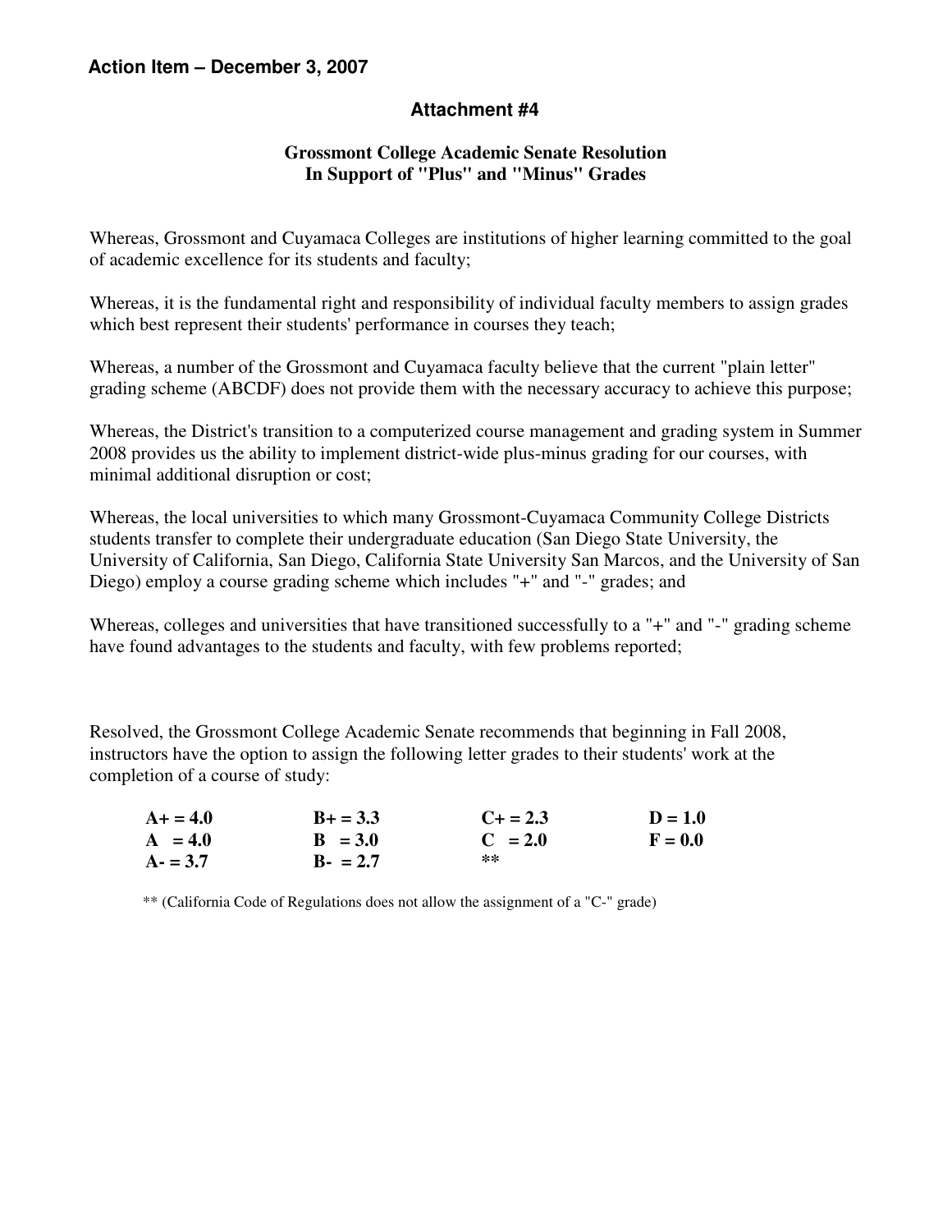**Action Item – December 3, 2007**

## Attachment #4

### Grossmont College Academic Senate Resolution In Support of "Plus" and "Minus" Grades

Whereas, Grossmont and Cuyamaca Colleges are institutions of higher learning committed to the goal of academic excellence for its students and faculty;

Whereas, it is the fundamental right and responsibility of individual faculty members to assign grades which best represent their students' performance in courses they teach;

Whereas, a number of the Grossmont and Cuyamaca faculty believe that the current "plain letter" grading scheme (ABCDF) does not provide them with the necessary accuracy to achieve this purpose;

Whereas, the District's transition to a computerized course management and grading system in Summer 2008 provides us the ability to implement district-wide plus-minus grading for our courses, with minimal additional disruption or cost;

Whereas, the local universities to which many Grossmont-Cuyamaca Community College Districts students transfer to complete their undergraduate education (San Diego State University, the University of California, San Diego, California State University San Marcos, and the University of San Diego) employ a course grading scheme which includes "+" and "-" grades; and

Whereas, colleges and universities that have transitioned successfully to a "+" and "-" grading scheme have found advantages to the students and faculty, with few problems reported;

Resolved, the Grossmont College Academic Senate recommends that beginning in Fall 2008, instructors have the option to assign the following letter grades to their students' work at the completion of a course of study:

| | | | |
|---|---|---|---|
| **A+ = 4.0** | **B+ = 3.3** | **C+ = 2.3** | **D = 1.0** |
| **A = 4.0** | **B = 3.0** | **C = 2.0** | **F = 0.0** |
| **A- = 3.7** | **B- = 2.7** | ** | |

** (California Code of Regulations does not allow the assignment of a "C-" grade)